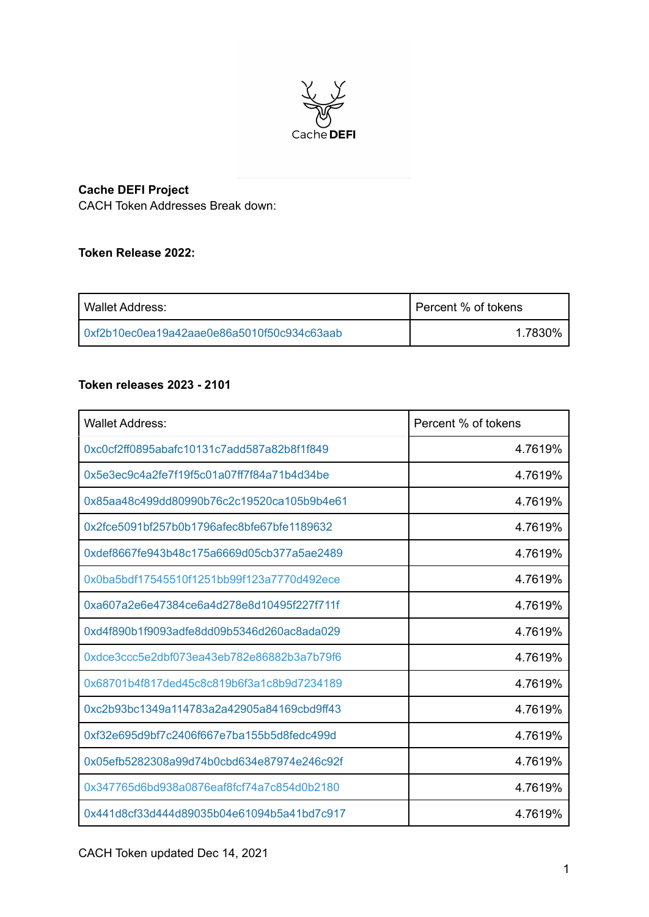Cache DEFI

**Cache DEFI Project**
CACH Token Addresses Break down:

**Token Release 2022:**

| Wallet Address: | Percent % of tokens |
|---|---|
| 0xf2b10ec0ea19a42aae0e86a5010f50c934c63aab | 1.7830% |

**Token releases 2023 - 2101**

| Wallet Address: | Percent % of tokens |
|---|---|
| 0xc0cf2ff0895abafc10131c7add587a82b8f1f849 | 4.7619% |
| 0x5e3ec9c4a2fe7f19f5c01a07ff7f84a71b4d34be | 4.7619% |
| 0x85aa48c499dd80990b76c2c19520ca105b9b4e61 | 4.7619% |
| 0x2fce5091bf257b0b1796afec8bfe67bfe1189632 | 4.7619% |
| 0xdef8667fe943b48c175a6669d05cb377a5ae2489 | 4.7619% |
| 0x0ba5bdf17545510f1251bb99f123a7770d492ece | 4.7619% |
| 0xa607a2e6e47384ce6a4d278e8d10495f227f711f | 4.7619% |
| 0xd4f890b1f9093adfe8dd09b5346d260ac8ada029 | 4.7619% |
| 0xdce3ccc5e2dbf073ea43eb782e86882b3a7b79f6 | 4.7619% |
| 0x68701b4f817ded45c8c819b6f3a1c8b9d7234189 | 4.7619% |
| 0xc2b93bc1349a114783a2a42905a84169cbd9ff43 | 4.7619% |
| 0xf32e695d9bf7c2406f667e7ba155b5d8fedc499d | 4.7619% |
| 0x05efb5282308a99d74b0cbd634e87974e246c92f | 4.7619% |
| 0x347765d6bd938a0876eaf8fcf74a7c854d0b2180 | 4.7619% |
| 0x441d8cf33d444d89035b04e61094b5a41bd7c917 | 4.7619% |

CACH Token updated Dec 14, 2021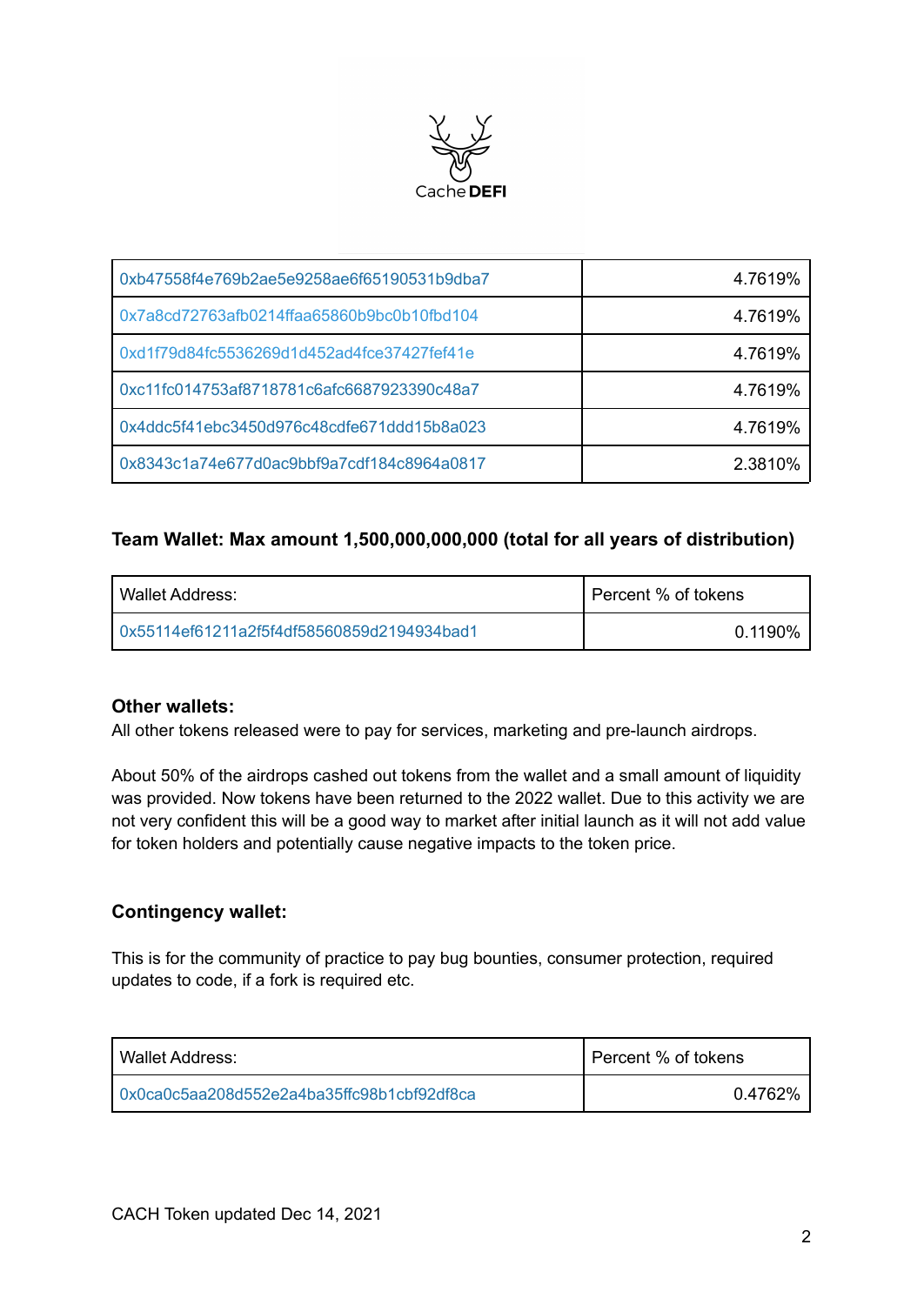Cache DEFI

| | |
|---|---|
| 0xb47558f4e769b2ae5e9258ae6f65190531b9dba7 | 4.7619% |
| 0x7a8cd72763afb0214ffaa65860b9bc0b10fbd104 | 4.7619% |
| 0xd1f79d84fc5536269d1d452ad4fce37427fef41e | 4.7619% |
| 0xc11fc014753af8718781c6afc6687923390c48a7 | 4.7619% |
| 0x4ddc5f41ebc3450d976c48cdfe671ddd15b8a023 | 4.7619% |
| 0x8343c1a74e677d0ac9bbf9a7cdf184c8964a0817 | 2.3810% |

**Team Wallet: Max amount 1,500,000,000,000 (total for all years of distribution)**

| Wallet Address: | Percent % of tokens |
|---|---|
| 0x55114ef61211a2f5f4df58560859d2194934bad1 | 0.1190% |

**Other wallets:**

All other tokens released were to pay for services, marketing and pre-launch airdrops.

About 50% of the airdrops cashed out tokens from the wallet and a small amount of liquidity was provided. Now tokens have been returned to the 2022 wallet. Due to this activity we are not very confident this will be a good way to market after initial launch as it will not add value for token holders and potentially cause negative impacts to the token price.

**Contingency wallet:**

This is for the community of practice to pay bug bounties, consumer protection, required updates to code, if a fork is required etc.

| Wallet Address: | Percent % of tokens |
|---|---|
| 0x0ca0c5aa208d552e2a4ba35ffc98b1cbf92df8ca | 0.4762% |

CACH Token updated Dec 14, 2021